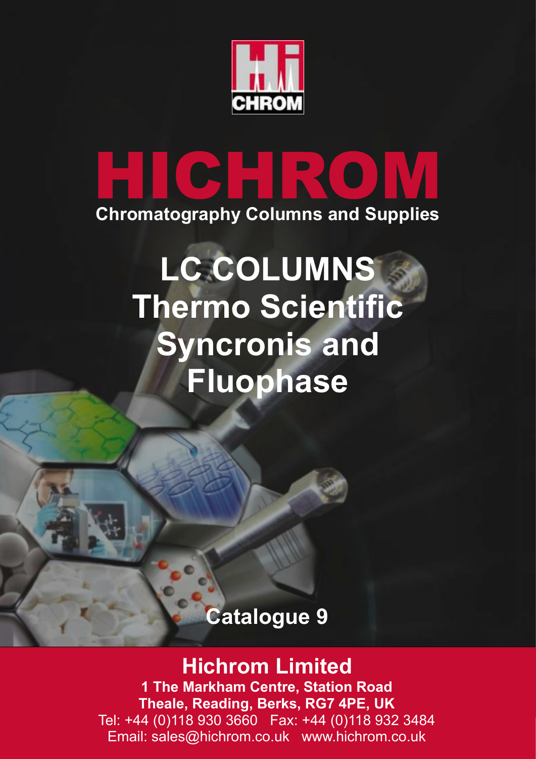# HICHROM

**Chromatography Columns and Supplies**

## LC COLUMNS Thermo Scientific Syncronis and Fluophase

**Catalogue 9**

**Hichrom Limited**

**1 The Markham Centre, Station Road**
**Theale, Reading, Berks, RG7 4PE, UK**
Tel: +44 (0)118 930 3660 Fax: +44 (0)118 932 3484
Email: sales@hichrom.co.uk www.hichrom.co.uk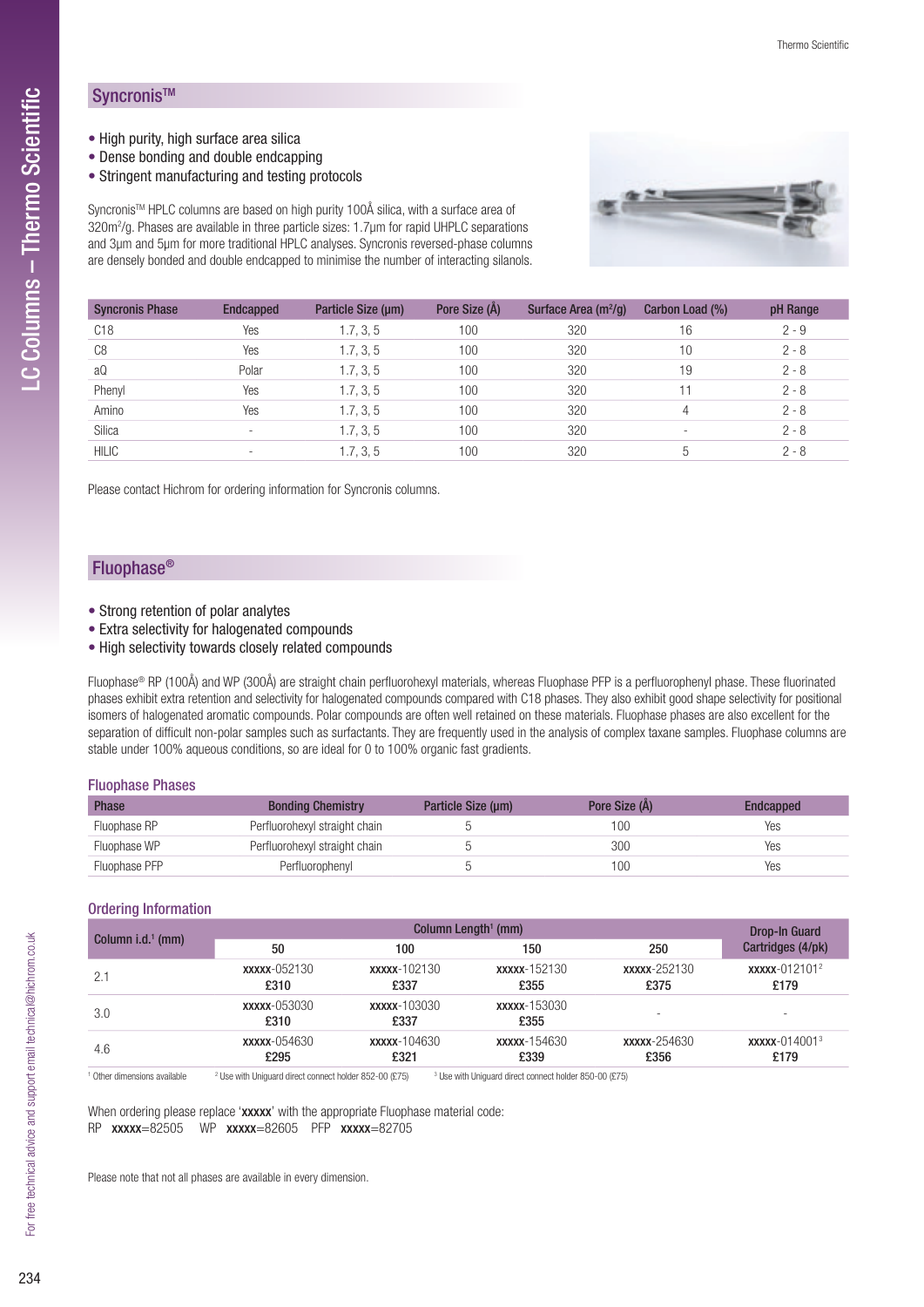## Syncronis™

- High purity, high surface area silica
- Dense bonding and double endcapping
- Stringent manufacturing and testing protocols

Syncronis™ HPLC columns are based on high purity 100Å silica, with a surface area of 320m²/g. Phases are available in three particle sizes: 1.7µm for rapid UHPLC separations and 3µm and 5µm for more traditional HPLC analyses. Syncronis reversed-phase columns are densely bonded and double endcapped to minimise the number of interacting silanols.

| Syncronis Phase | Endcapped | Particle Size (µm) | Pore Size (Å) | Surface Area (m²/g) | Carbon Load (%) | pH Range |
|---|---|---|---|---|---|---|
| C18 | Yes | 1.7, 3, 5 | 100 | 320 | 16 | 2 - 9 |
| C8 | Yes | 1.7, 3, 5 | 100 | 320 | 10 | 2 - 8 |
| aQ | Polar | 1.7, 3, 5 | 100 | 320 | 19 | 2 - 8 |
| Phenyl | Yes | 1.7, 3, 5 | 100 | 320 | 11 | 2 - 8 |
| Amino | Yes | 1.7, 3, 5 | 100 | 320 | 4 | 2 - 8 |
| Silica | - | 1.7, 3, 5 | 100 | 320 | - | 2 - 8 |
| HILIC | - | 1.7, 3, 5 | 100 | 320 | 5 | 2 - 8 |

Please contact Hichrom for ordering information for Syncronis columns.

## Fluophase®

- Strong retention of polar analytes
- Extra selectivity for halogenated compounds
- High selectivity towards closely related compounds

Fluophase® RP (100Å) and WP (300Å) are straight chain perfluorohexyl materials, whereas Fluophase PFP is a perfluorophenyl phase. These fluorinated phases exhibit extra retention and selectivity for halogenated compounds compared with C18 phases. They also exhibit good shape selectivity for positional isomers of halogenated aromatic compounds. Polar compounds are often well retained on these materials. Fluophase phases are also excellent for the separation of difficult non-polar samples such as surfactants. They are frequently used in the analysis of complex taxane samples. Fluophase columns are stable under 100% aqueous conditions, so are ideal for 0 to 100% organic fast gradients.

### Fluophase Phases

| Phase | Bonding Chemistry | Particle Size (µm) | Pore Size (Å) | Endcapped |
|---|---|---|---|---|
| Fluophase RP | Perfluorohexyl straight chain | 5 | 100 | Yes |
| Fluophase WP | Perfluorohexyl straight chain | 5 | 300 | Yes |
| Fluophase PFP | Perfluorophenyl | 5 | 100 | Yes |

### Ordering Information

| Column i.d.[1] (mm) | Column Length[1] (mm) | | | | Drop-In Guard Cartridges (4/pk) |
|---|---|---|---|---|---|
| | 50 | 100 | 150 | 250 | |
| 2.1 | xxxxx-052130 £310 | xxxxx-102130 £337 | xxxxx-152130 £355 | xxxxx-252130 £375 | xxxxx-012101[2] £179 |
| 3.0 | xxxxx-053030 £310 | xxxxx-103030 £337 | xxxxx-153030 £355 | - | - |
| 4.6 | xxxxx-054630 £295 | xxxxx-104630 £321 | xxxxx-154630 £339 | xxxxx-254630 £356 | xxxxx-014001[3] £179 |

[1] Other dimensions available [2] Use with Uniguard direct connect holder 852-00 (£75) [3] Use with Uniguard direct connect holder 850-00 (£75)

When ordering please replace '**xxxxx**' with the appropriate Fluophase material code:
RP **xxxxx**=82505 WP **xxxxx**=82605 PFP **xxxxx**=82705

Please note that not all phases are available in every dimension.